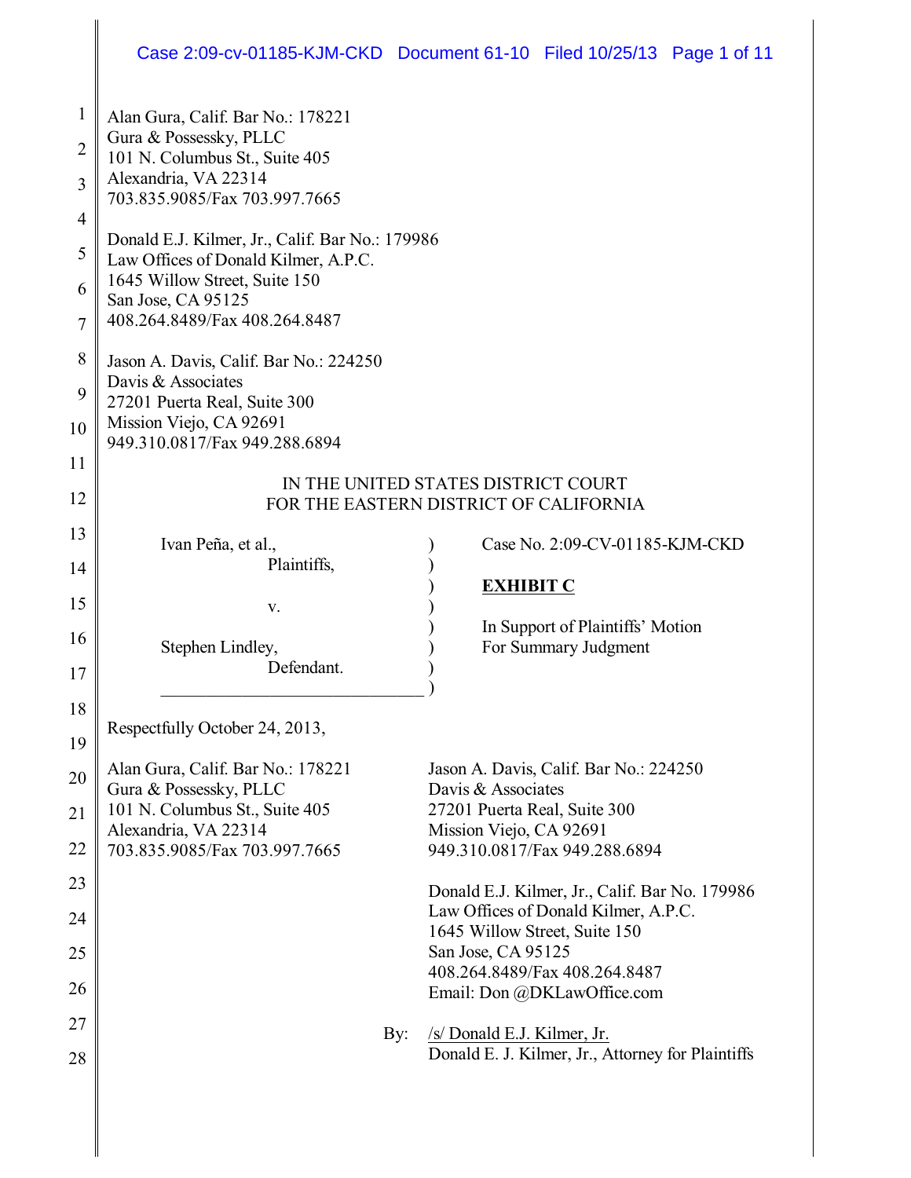Alan Gura, Calif. Bar No.: 178221
Gura & Possessky, PLLC
101 N. Columbus St., Suite 405
Alexandria, VA 22314
703.835.9085/Fax 703.997.7665

Donald E.J. Kilmer, Jr., Calif. Bar No.: 179986
Law Offices of Donald Kilmer, A.P.C.
1645 Willow Street, Suite 150
San Jose, CA 95125
408.264.8489/Fax 408.264.8487

Jason A. Davis, Calif. Bar No.: 224250
Davis & Associates
27201 Puerta Real, Suite 300
Mission Viejo, CA 92691
949.310.0817/Fax 949.288.6894

IN THE UNITED STATES DISTRICT COURT
FOR THE EASTERN DISTRICT OF CALIFORNIA

| | |
|---|---|
| Ivan Peña, et al., Plaintiffs, v. Stephen Lindley, Defendant. | Case No. 2:09-CV-01185-KJM-CKD<br><br>**EXHIBIT C**<br><br>In Support of Plaintiffs' Motion For Summary Judgment |

Respectfully October 24, 2013,

Alan Gura, Calif. Bar No.: 178221
Gura & Possessky, PLLC
101 N. Columbus St., Suite 405
Alexandria, VA 22314
703.835.9085/Fax 703.997.7665

Jason A. Davis, Calif. Bar No.: 224250
Davis & Associates
27201 Puerta Real, Suite 300
Mission Viejo, CA 92691
949.310.0817/Fax 949.288.6894

Donald E.J. Kilmer, Jr., Calif. Bar No. 179986
Law Offices of Donald Kilmer, A.P.C.
1645 Willow Street, Suite 150
San Jose, CA 95125
408.264.8489/Fax 408.264.8487
Email: Don @DKLawOffice.com

By: /s/ Donald E.J. Kilmer, Jr.
Donald E. J. Kilmer, Jr., Attorney for Plaintiffs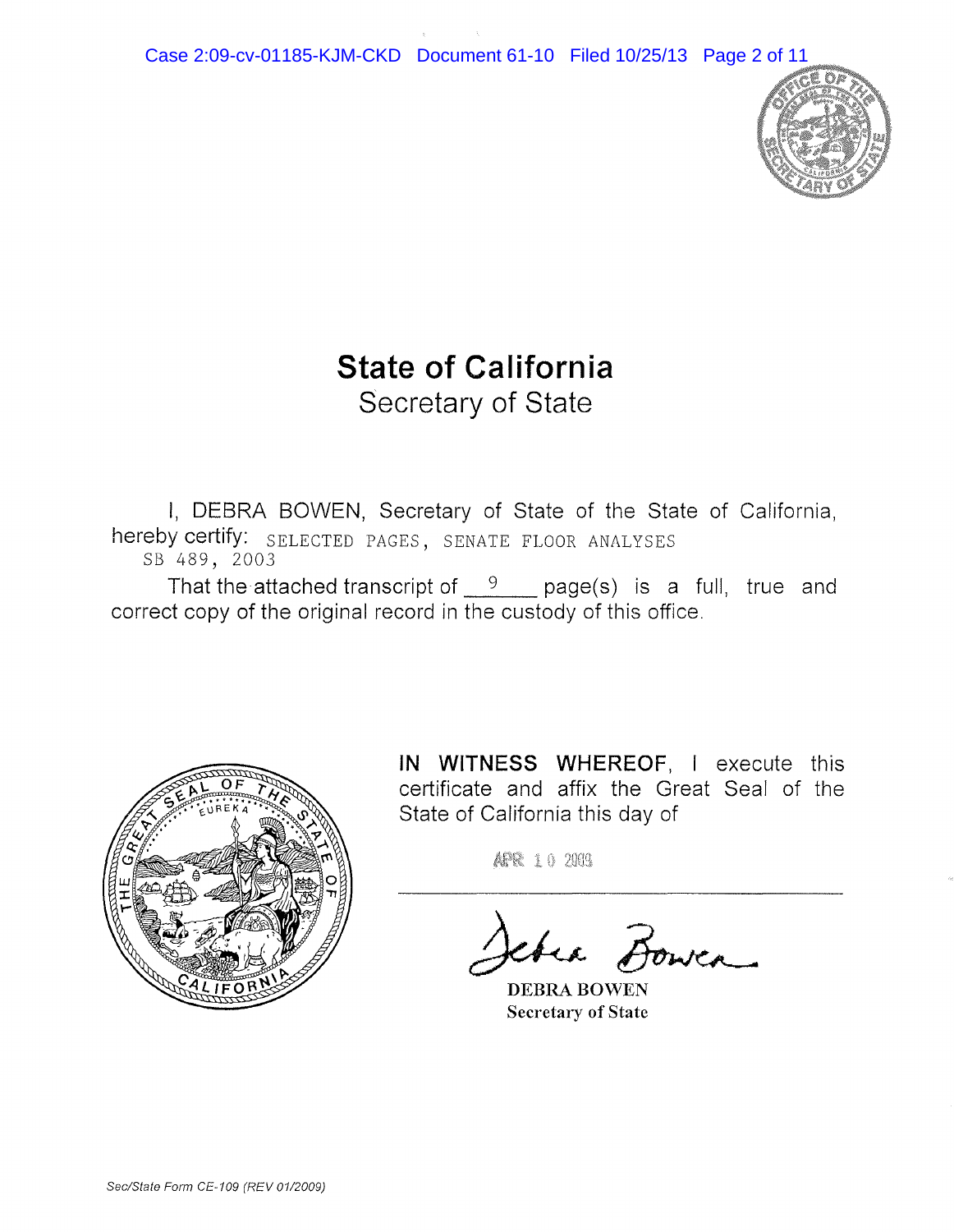# State of California

## Secretary of State

I, DEBRA BOWEN, Secretary of State of the State of California, hereby certify: SELECTED PAGES, SENATE FLOOR ANALYSES SB 489, 2003

That the attached transcript of 9 page(s) is a full, true and correct copy of the original record in the custody of this office.

**IN WITNESS WHEREOF**, I execute this certificate and affix the Great Seal of the State of California this day of

APR 10 2009

DEBRA BOWEN
Secretary of State

*Sec/State Form CE-109 (REV 01/2009)*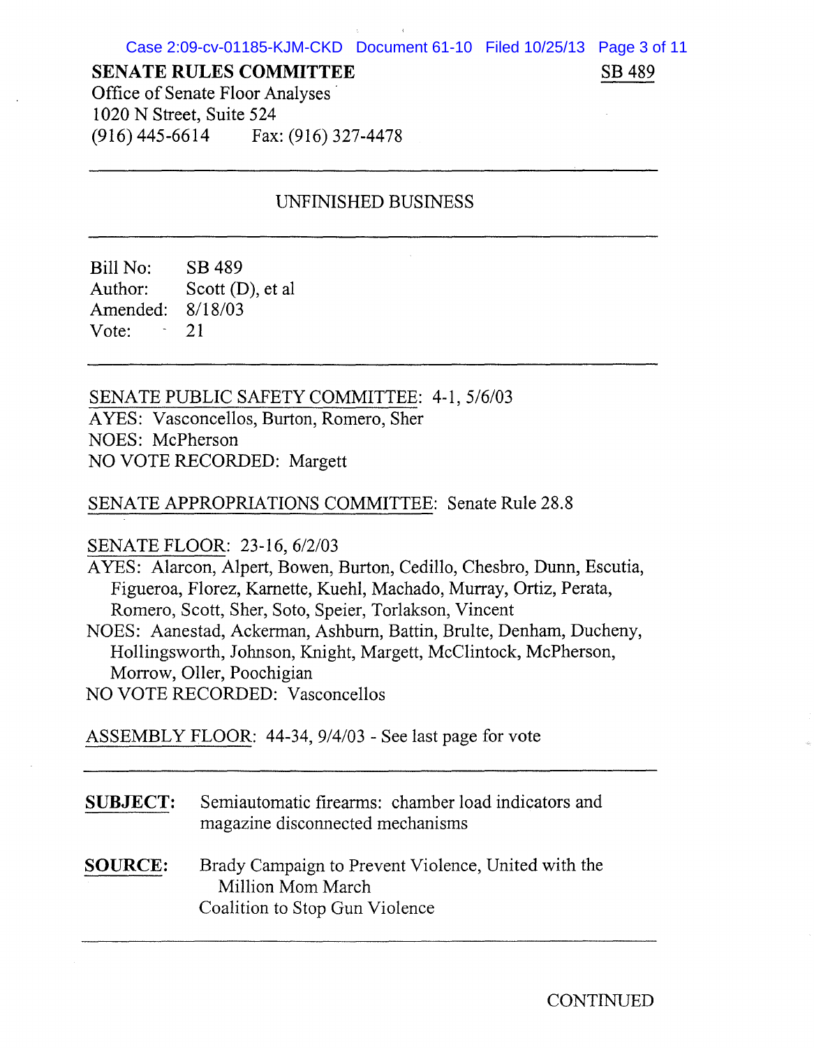**SENATE RULES COMMITTEE** SB 489

Office of Senate Floor Analyses
1020 N Street, Suite 524
(916) 445-6614 Fax: (916) 327-4478

---

UNFINISHED BUSINESS

---

Bill No: SB 489
Author: Scott (D), et al
Amended: 8/18/03
Vote: 21

---

SENATE PUBLIC SAFETY COMMITTEE: 4-1, 5/6/03
AYES: Vasconcellos, Burton, Romero, Sher
NOES: McPherson
NO VOTE RECORDED: Margett

SENATE APPROPRIATIONS COMMITTEE: Senate Rule 28.8

SENATE FLOOR: 23-16, 6/2/03
AYES: Alarcon, Alpert, Bowen, Burton, Cedillo, Chesbro, Dunn, Escutia, Figueroa, Florez, Karnette, Kuehl, Machado, Murray, Ortiz, Perata, Romero, Scott, Sher, Soto, Speier, Torlakson, Vincent
NOES: Aanestad, Ackerman, Ashburn, Battin, Brulte, Denham, Ducheny, Hollingsworth, Johnson, Knight, Margett, McClintock, McPherson, Morrow, Oller, Poochigian
NO VOTE RECORDED: Vasconcellos

ASSEMBLY FLOOR: 44-34, 9/4/03 - See last page for vote

---

**SUBJECT:** Semiautomatic firearms: chamber load indicators and magazine disconnected mechanisms

**SOURCE:** Brady Campaign to Prevent Violence, United with the Million Mom March
Coalition to Stop Gun Violence

---

CONTINUED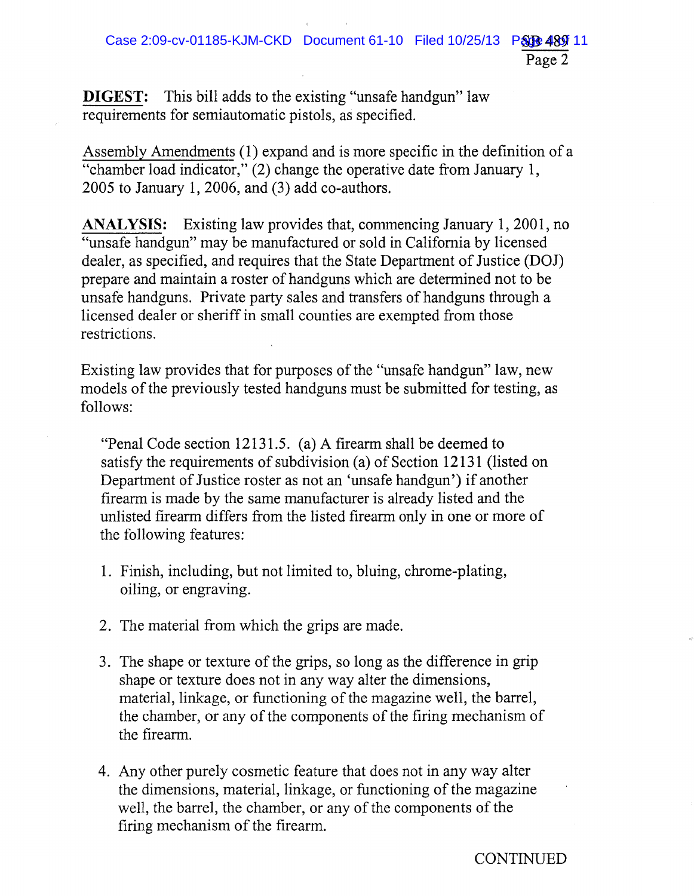**DIGEST:** This bill adds to the existing "unsafe handgun" law requirements for semiautomatic pistols, as specified.

Assembly Amendments (1) expand and is more specific in the definition of a "chamber load indicator," (2) change the operative date from January 1, 2005 to January 1, 2006, and (3) add co-authors.

**ANALYSIS:** Existing law provides that, commencing January 1, 2001, no "unsafe handgun" may be manufactured or sold in California by licensed dealer, as specified, and requires that the State Department of Justice (DOJ) prepare and maintain a roster of handguns which are determined not to be unsafe handguns. Private party sales and transfers of handguns through a licensed dealer or sheriff in small counties are exempted from those restrictions.

Existing law provides that for purposes of the "unsafe handgun" law, new models of the previously tested handguns must be submitted for testing, as follows:

"Penal Code section 12131.5. (a) A firearm shall be deemed to satisfy the requirements of subdivision (a) of Section 12131 (listed on Department of Justice roster as not an 'unsafe handgun') if another firearm is made by the same manufacturer is already listed and the unlisted firearm differs from the listed firearm only in one or more of the following features:

1. Finish, including, but not limited to, bluing, chrome-plating, oiling, or engraving.
2. The material from which the grips are made.
3. The shape or texture of the grips, so long as the difference in grip shape or texture does not in any way alter the dimensions, material, linkage, or functioning of the magazine well, the barrel, the chamber, or any of the components of the firing mechanism of the firearm.
4. Any other purely cosmetic feature that does not in any way alter the dimensions, material, linkage, or functioning of the magazine well, the barrel, the chamber, or any of the components of the firing mechanism of the firearm.

CONTINUED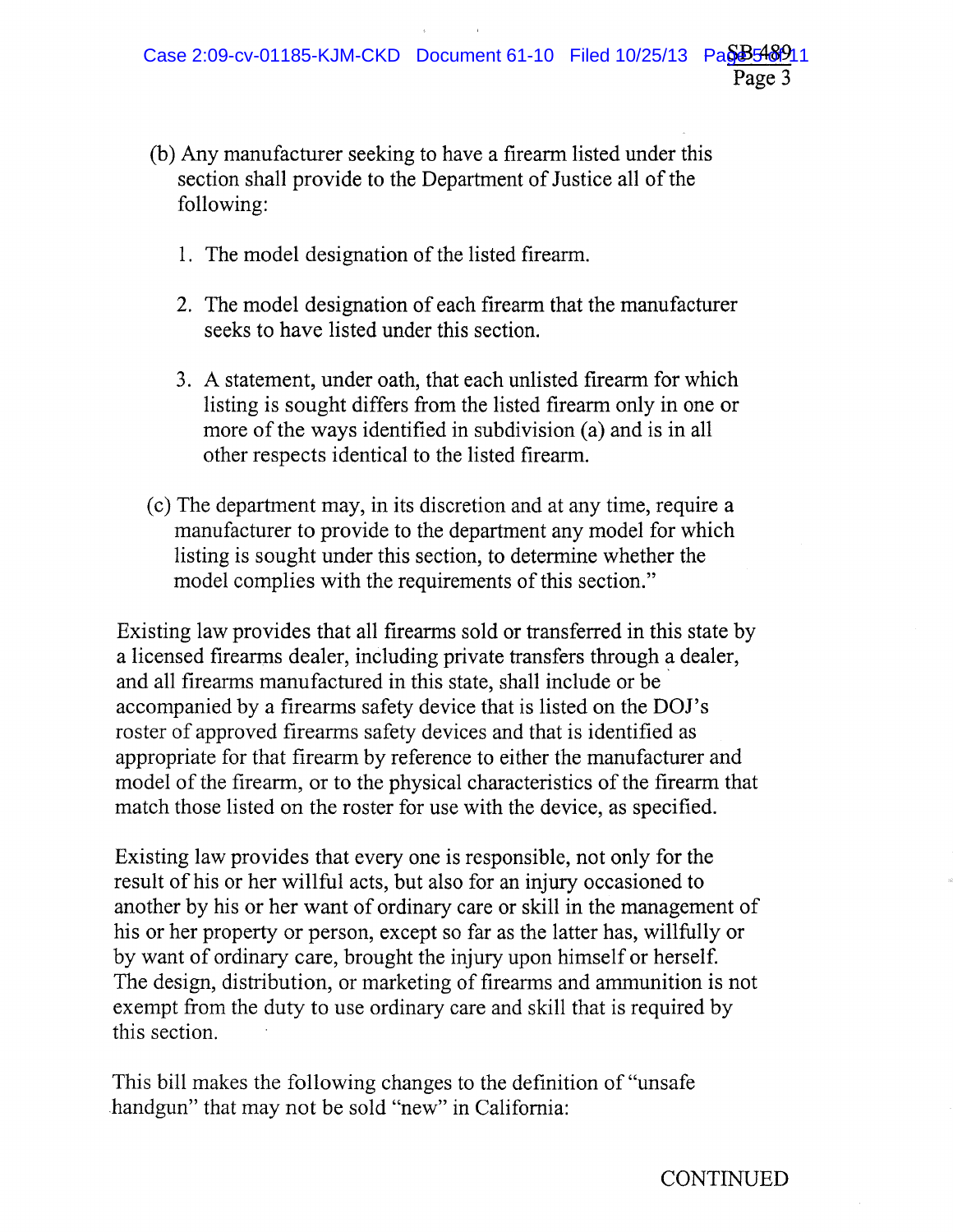(b) Any manufacturer seeking to have a firearm listed under this section shall provide to the Department of Justice all of the following:

1. The model designation of the listed firearm.

2. The model designation of each firearm that the manufacturer seeks to have listed under this section.

3. A statement, under oath, that each unlisted firearm for which listing is sought differs from the listed firearm only in one or more of the ways identified in subdivision (a) and is in all other respects identical to the listed firearm.

(c) The department may, in its discretion and at any time, require a manufacturer to provide to the department any model for which listing is sought under this section, to determine whether the model complies with the requirements of this section."

Existing law provides that all firearms sold or transferred in this state by a licensed firearms dealer, including private transfers through a dealer, and all firearms manufactured in this state, shall include or be accompanied by a firearms safety device that is listed on the DOJ's roster of approved firearms safety devices and that is identified as appropriate for that firearm by reference to either the manufacturer and model of the firearm, or to the physical characteristics of the firearm that match those listed on the roster for use with the device, as specified.

Existing law provides that every one is responsible, not only for the result of his or her willful acts, but also for an injury occasioned to another by his or her want of ordinary care or skill in the management of his or her property or person, except so far as the latter has, willfully or by want of ordinary care, brought the injury upon himself or herself. The design, distribution, or marketing of firearms and ammunition is not exempt from the duty to use ordinary care and skill that is required by this section.

This bill makes the following changes to the definition of "unsafe handgun" that may not be sold "new" in California:

CONTINUED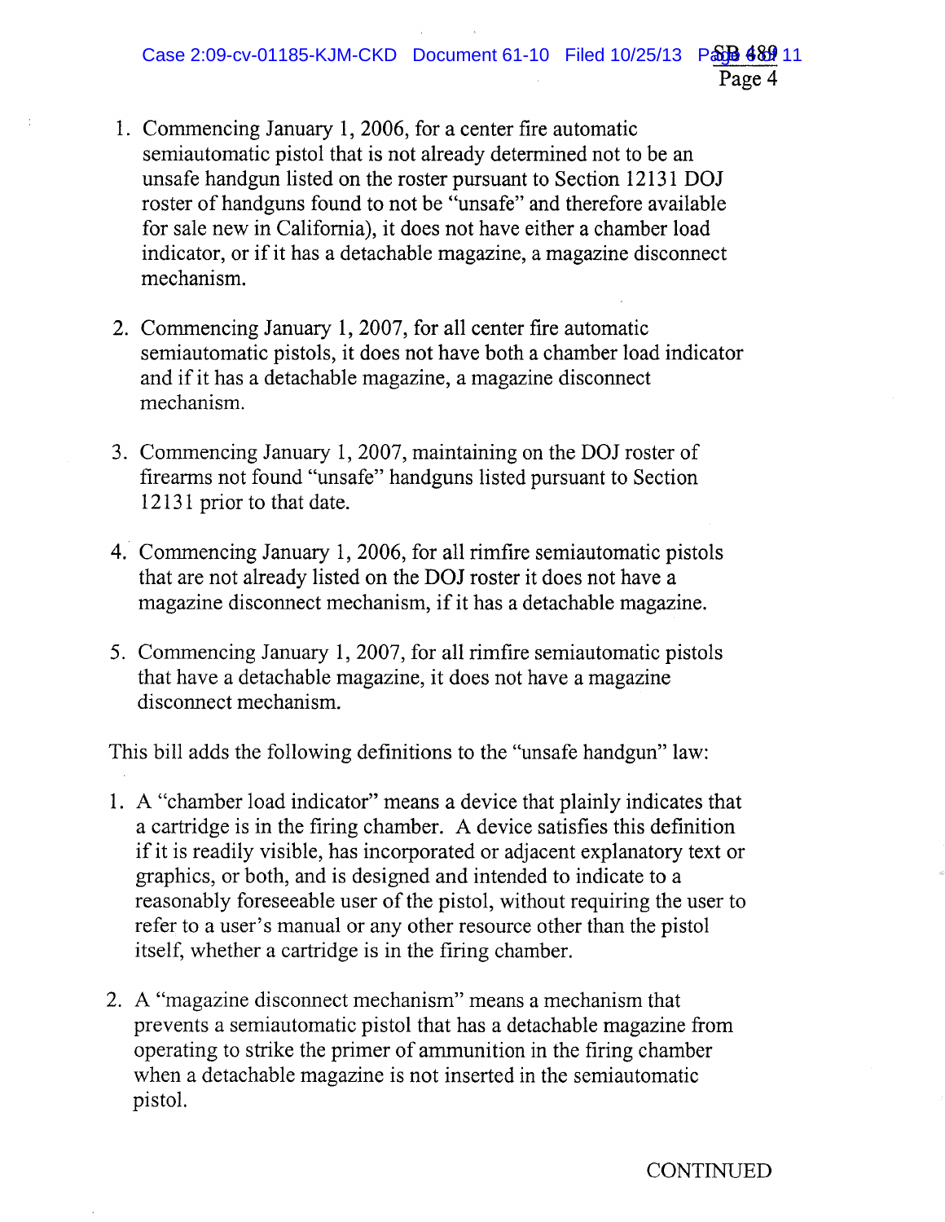1. Commencing January 1, 2006, for a center fire automatic semiautomatic pistol that is not already determined not to be an unsafe handgun listed on the roster pursuant to Section 12131 DOJ roster of handguns found to not be "unsafe" and therefore available for sale new in California), it does not have either a chamber load indicator, or if it has a detachable magazine, a magazine disconnect mechanism.

2. Commencing January 1, 2007, for all center fire automatic semiautomatic pistols, it does not have both a chamber load indicator and if it has a detachable magazine, a magazine disconnect mechanism.

3. Commencing January 1, 2007, maintaining on the DOJ roster of firearms not found "unsafe" handguns listed pursuant to Section 12131 prior to that date.

4. Commencing January 1, 2006, for all rimfire semiautomatic pistols that are not already listed on the DOJ roster it does not have a magazine disconnect mechanism, if it has a detachable magazine.

5. Commencing January 1, 2007, for all rimfire semiautomatic pistols that have a detachable magazine, it does not have a magazine disconnect mechanism.

This bill adds the following definitions to the "unsafe handgun" law:

1. A "chamber load indicator" means a device that plainly indicates that a cartridge is in the firing chamber. A device satisfies this definition if it is readily visible, has incorporated or adjacent explanatory text or graphics, or both, and is designed and intended to indicate to a reasonably foreseeable user of the pistol, without requiring the user to refer to a user's manual or any other resource other than the pistol itself, whether a cartridge is in the firing chamber.

2. A "magazine disconnect mechanism" means a mechanism that prevents a semiautomatic pistol that has a detachable magazine from operating to strike the primer of ammunition in the firing chamber when a detachable magazine is not inserted in the semiautomatic pistol.

CONTINUED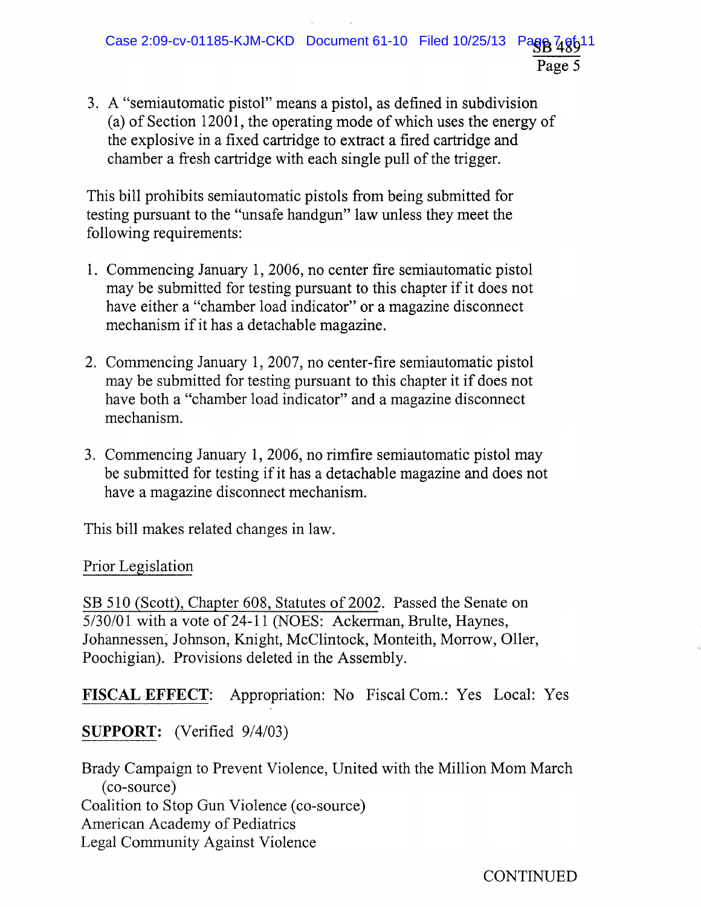3. A "semiautomatic pistol" means a pistol, as defined in subdivision (a) of Section 12001, the operating mode of which uses the energy of the explosive in a fixed cartridge to extract a fired cartridge and chamber a fresh cartridge with each single pull of the trigger.

This bill prohibits semiautomatic pistols from being submitted for testing pursuant to the "unsafe handgun" law unless they meet the following requirements:

1. Commencing January 1, 2006, no center fire semiautomatic pistol may be submitted for testing pursuant to this chapter if it does not have either a "chamber load indicator" or a magazine disconnect mechanism if it has a detachable magazine.

2. Commencing January 1, 2007, no center-fire semiautomatic pistol may be submitted for testing pursuant to this chapter it if does not have both a "chamber load indicator" and a magazine disconnect mechanism.

3. Commencing January 1, 2006, no rimfire semiautomatic pistol may be submitted for testing if it has a detachable magazine and does not have a magazine disconnect mechanism.

This bill makes related changes in law.

Prior Legislation

SB 510 (Scott), Chapter 608, Statutes of 2002. Passed the Senate on 5/30/01 with a vote of 24-11 (NOES: Ackerman, Brulte, Haynes, Johannessen, Johnson, Knight, McClintock, Monteith, Morrow, Oller, Poochigian). Provisions deleted in the Assembly.

**FISCAL EFFECT**: Appropriation: No Fiscal Com.: Yes Local: Yes

**SUPPORT:** (Verified 9/4/03)

Brady Campaign to Prevent Violence, United with the Million Mom March (co-source)
Coalition to Stop Gun Violence (co-source)
American Academy of Pediatrics
Legal Community Against Violence

CONTINUED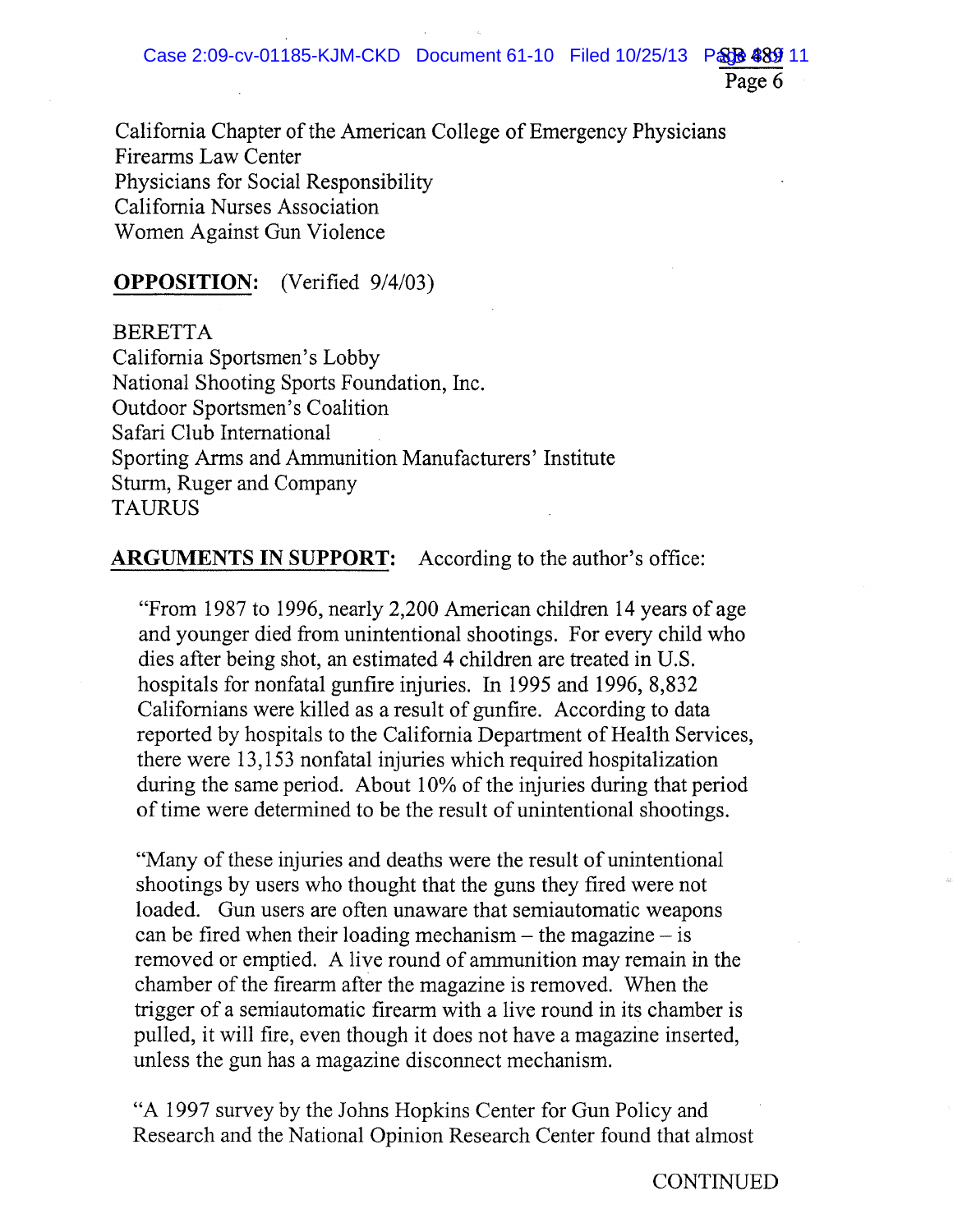California Chapter of the American College of Emergency Physicians
Firearms Law Center
Physicians for Social Responsibility
California Nurses Association
Women Against Gun Violence

**OPPOSITION:** (Verified 9/4/03)

BERETTA
California Sportsmen's Lobby
National Shooting Sports Foundation, Inc.
Outdoor Sportsmen's Coalition
Safari Club International
Sporting Arms and Ammunition Manufacturers' Institute
Sturm, Ruger and Company
TAURUS

**ARGUMENTS IN SUPPORT:** According to the author's office:

> "From 1987 to 1996, nearly 2,200 American children 14 years of age and younger died from unintentional shootings. For every child who dies after being shot, an estimated 4 children are treated in U.S. hospitals for nonfatal gunfire injuries. In 1995 and 1996, 8,832 Californians were killed as a result of gunfire. According to data reported by hospitals to the California Department of Health Services, there were 13,153 nonfatal injuries which required hospitalization during the same period. About 10% of the injuries during that period of time were determined to be the result of unintentional shootings.
>
> "Many of these injuries and deaths were the result of unintentional shootings by users who thought that the guns they fired were not loaded. Gun users are often unaware that semiautomatic weapons can be fired when their loading mechanism – the magazine – is removed or emptied. A live round of ammunition may remain in the chamber of the firearm after the magazine is removed. When the trigger of a semiautomatic firearm with a live round in its chamber is pulled, it will fire, even though it does not have a magazine inserted, unless the gun has a magazine disconnect mechanism.
>
> "A 1997 survey by the Johns Hopkins Center for Gun Policy and Research and the National Opinion Research Center found that almost

CONTINUED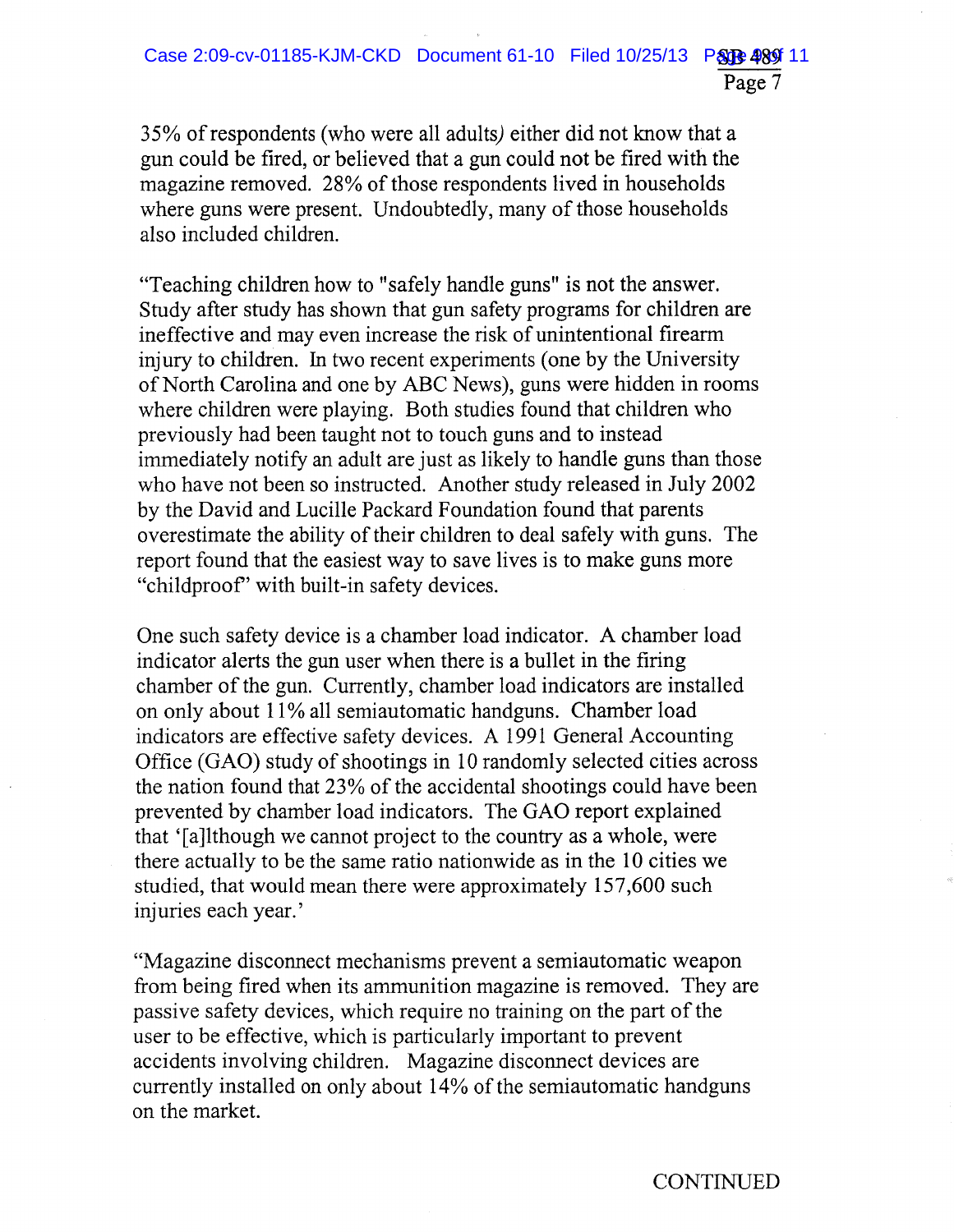35% of respondents (who were all adults) either did not know that a gun could be fired, or believed that a gun could not be fired with the magazine removed. 28% of those respondents lived in households where guns were present. Undoubtedly, many of those households also included children.

"Teaching children how to "safely handle guns" is not the answer. Study after study has shown that gun safety programs for children are ineffective and may even increase the risk of unintentional firearm injury to children. In two recent experiments (one by the University of North Carolina and one by ABC News), guns were hidden in rooms where children were playing. Both studies found that children who previously had been taught not to touch guns and to instead immediately notify an adult are just as likely to handle guns than those who have not been so instructed. Another study released in July 2002 by the David and Lucille Packard Foundation found that parents overestimate the ability of their children to deal safely with guns. The report found that the easiest way to save lives is to make guns more "childproof" with built-in safety devices.

One such safety device is a chamber load indicator. A chamber load indicator alerts the gun user when there is a bullet in the firing chamber of the gun. Currently, chamber load indicators are installed on only about 11% all semiautomatic handguns. Chamber load indicators are effective safety devices. A 1991 General Accounting Office (GAO) study of shootings in 10 randomly selected cities across the nation found that 23% of the accidental shootings could have been prevented by chamber load indicators. The GAO report explained that '[a]lthough we cannot project to the country as a whole, were there actually to be the same ratio nationwide as in the 10 cities we studied, that would mean there were approximately 157,600 such injuries each year.'

"Magazine disconnect mechanisms prevent a semiautomatic weapon from being fired when its ammunition magazine is removed. They are passive safety devices, which require no training on the part of the user to be effective, which is particularly important to prevent accidents involving children. Magazine disconnect devices are currently installed on only about 14% of the semiautomatic handguns on the market.

CONTINUED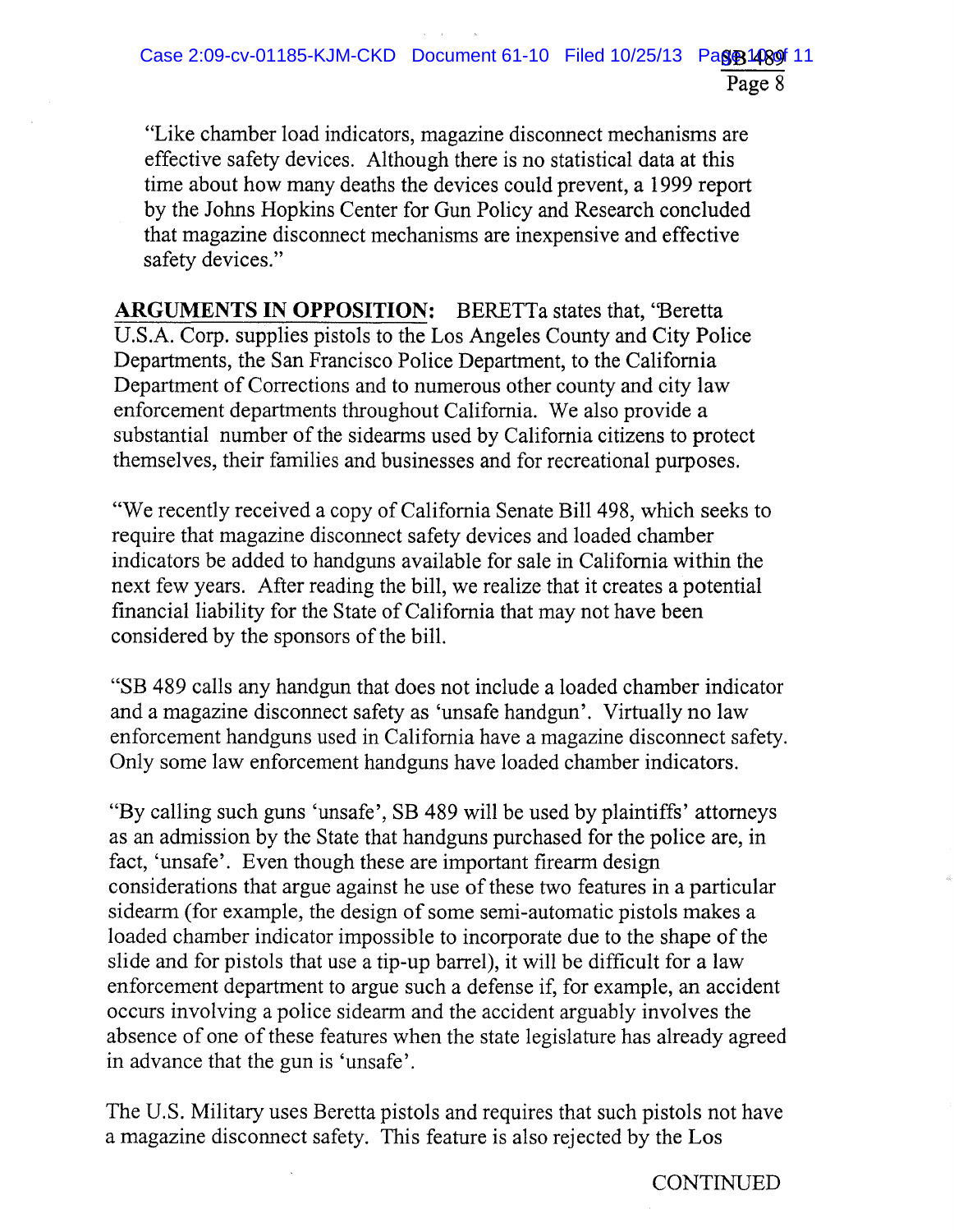"Like chamber load indicators, magazine disconnect mechanisms are effective safety devices. Although there is no statistical data at this time about how many deaths the devices could prevent, a 1999 report by the Johns Hopkins Center for Gun Policy and Research concluded that magazine disconnect mechanisms are inexpensive and effective safety devices."

**ARGUMENTS IN OPPOSITION:** BERETTa states that, "Beretta U.S.A. Corp. supplies pistols to the Los Angeles County and City Police Departments, the San Francisco Police Department, to the California Department of Corrections and to numerous other county and city law enforcement departments throughout California. We also provide a substantial number of the sidearms used by California citizens to protect themselves, their families and businesses and for recreational purposes.

"We recently received a copy of California Senate Bill 498, which seeks to require that magazine disconnect safety devices and loaded chamber indicators be added to handguns available for sale in California within the next few years. After reading the bill, we realize that it creates a potential financial liability for the State of California that may not have been considered by the sponsors of the bill.

"SB 489 calls any handgun that does not include a loaded chamber indicator and a magazine disconnect safety as 'unsafe handgun'. Virtually no law enforcement handguns used in California have a magazine disconnect safety. Only some law enforcement handguns have loaded chamber indicators.

"By calling such guns 'unsafe', SB 489 will be used by plaintiffs' attorneys as an admission by the State that handguns purchased for the police are, in fact, 'unsafe'. Even though these are important firearm design considerations that argue against he use of these two features in a particular sidearm (for example, the design of some semi-automatic pistols makes a loaded chamber indicator impossible to incorporate due to the shape of the slide and for pistols that use a tip-up barrel), it will be difficult for a law enforcement department to argue such a defense if, for example, an accident occurs involving a police sidearm and the accident arguably involves the absence of one of these features when the state legislature has already agreed in advance that the gun is 'unsafe'.

The U.S. Military uses Beretta pistols and requires that such pistols not have a magazine disconnect safety. This feature is also rejected by the Los

CONTINUED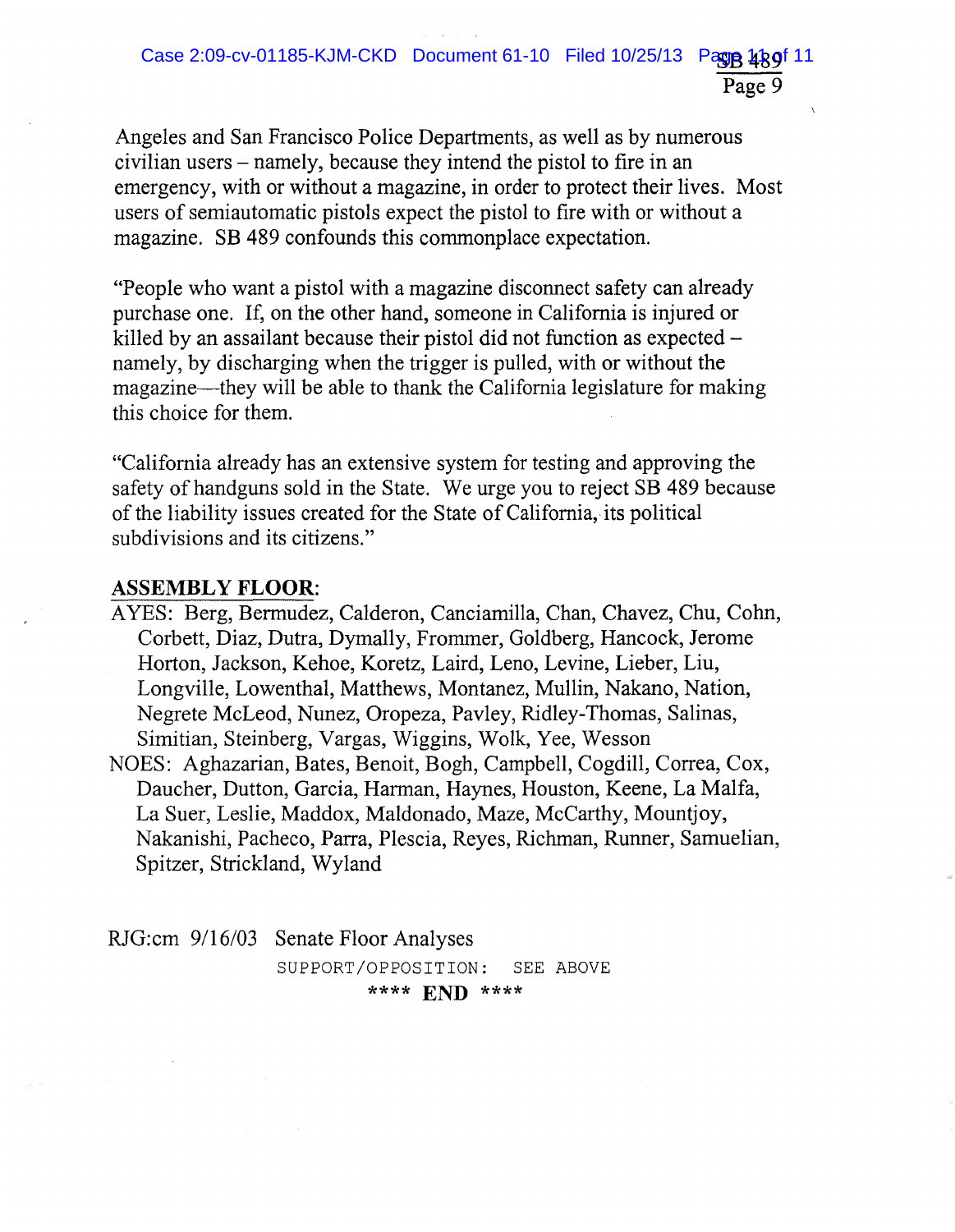Angeles and San Francisco Police Departments, as well as by numerous civilian users – namely, because they intend the pistol to fire in an emergency, with or without a magazine, in order to protect their lives. Most users of semiautomatic pistols expect the pistol to fire with or without a magazine. SB 489 confounds this commonplace expectation.

"People who want a pistol with a magazine disconnect safety can already purchase one. If, on the other hand, someone in California is injured or killed by an assailant because their pistol did not function as expected – namely, by discharging when the trigger is pulled, with or without the magazine—they will be able to thank the California legislature for making this choice for them.

"California already has an extensive system for testing and approving the safety of handguns sold in the State. We urge you to reject SB 489 because of the liability issues created for the State of California, its political subdivisions and its citizens."

**ASSEMBLY FLOOR**:

AYES: Berg, Bermudez, Calderon, Canciamilla, Chan, Chavez, Chu, Cohn, Corbett, Diaz, Dutra, Dymally, Frommer, Goldberg, Hancock, Jerome Horton, Jackson, Kehoe, Koretz, Laird, Leno, Levine, Lieber, Liu, Longville, Lowenthal, Matthews, Montanez, Mullin, Nakano, Nation, Negrete McLeod, Nunez, Oropeza, Pavley, Ridley-Thomas, Salinas, Simitian, Steinberg, Vargas, Wiggins, Wolk, Yee, Wesson

NOES: Aghazarian, Bates, Benoit, Bogh, Campbell, Cogdill, Correa, Cox, Daucher, Dutton, Garcia, Harman, Haynes, Houston, Keene, La Malfa, La Suer, Leslie, Maddox, Maldonado, Maze, McCarthy, Mountjoy, Nakanishi, Pacheco, Parra, Plescia, Reyes, Richman, Runner, Samuelian, Spitzer, Strickland, Wyland

RJG:cm 9/16/03 Senate Floor Analyses

SUPPORT/OPPOSITION: SEE ABOVE

**** **END** ****